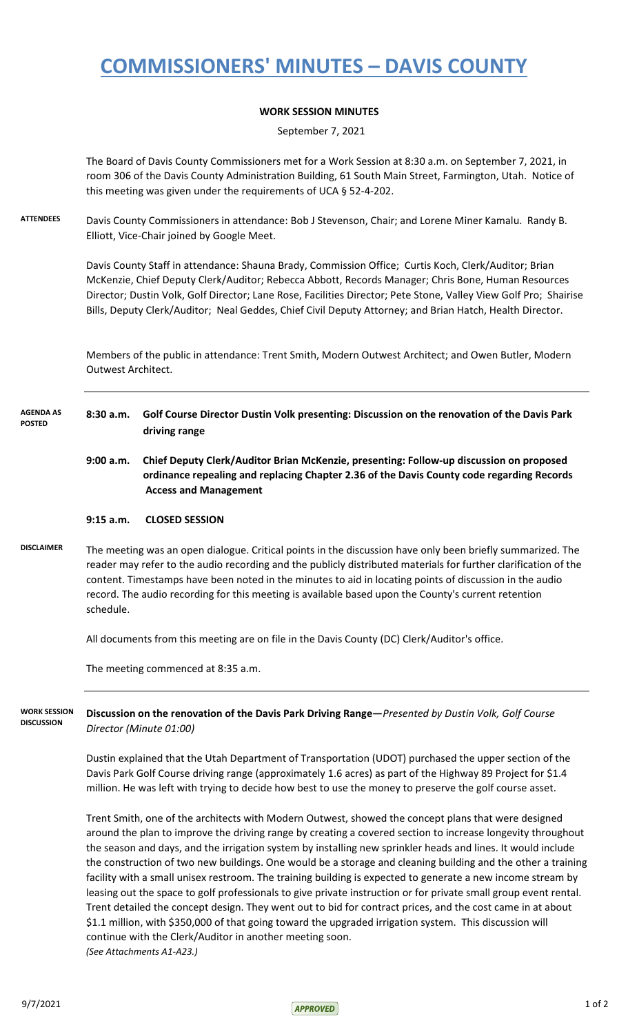# COMMISSIONERS' MINUTES – DAVIS COUNTY

**WORK SESSION MINUTES**

September 7, 2021

The Board of Davis County Commissioners met for a Work Session at 8:30 a.m. on September 7, 2021, in room 306 of the Davis County Administration Building, 61 South Main Street, Farmington, Utah. Notice of this meeting was given under the requirements of UCA § 52-4-202.

**ATTENDEES**

Davis County Commissioners in attendance: Bob J Stevenson, Chair; and Lorene Miner Kamalu. Randy B. Elliott, Vice-Chair joined by Google Meet.

Davis County Staff in attendance: Shauna Brady, Commission Office; Curtis Koch, Clerk/Auditor; Brian McKenzie, Chief Deputy Clerk/Auditor; Rebecca Abbott, Records Manager; Chris Bone, Human Resources Director; Dustin Volk, Golf Director; Lane Rose, Facilities Director; Pete Stone, Valley View Golf Pro; Shairise Bills, Deputy Clerk/Auditor; Neal Geddes, Chief Civil Deputy Attorney; and Brian Hatch, Health Director.

Members of the public in attendance: Trent Smith, Modern Outwest Architect; and Owen Butler, Modern Outwest Architect.

**AGENDA AS POSTED**

**8:30 a.m. Golf Course Director Dustin Volk presenting: Discussion on the renovation of the Davis Park driving range**

**9:00 a.m. Chief Deputy Clerk/Auditor Brian McKenzie, presenting: Follow-up discussion on proposed ordinance repealing and replacing Chapter 2.36 of the Davis County code regarding Records Access and Management**

**9:15 a.m. CLOSED SESSION**

**DISCLAIMER**

The meeting was an open dialogue. Critical points in the discussion have only been briefly summarized. The reader may refer to the audio recording and the publicly distributed materials for further clarification of the content. Timestamps have been noted in the minutes to aid in locating points of discussion in the audio record. The audio recording for this meeting is available based upon the County's current retention schedule.

All documents from this meeting are on file in the Davis County (DC) Clerk/Auditor's office.

The meeting commenced at 8:35 a.m.

**WORK SESSION DISCUSSION**

**Discussion on the renovation of the Davis Park Driving Range—***Presented by Dustin Volk, Golf Course Director (Minute 01:00)*

Dustin explained that the Utah Department of Transportation (UDOT) purchased the upper section of the Davis Park Golf Course driving range (approximately 1.6 acres) as part of the Highway 89 Project for $1.4 million. He was left with trying to decide how best to use the money to preserve the golf course asset.

Trent Smith, one of the architects with Modern Outwest, showed the concept plans that were designed around the plan to improve the driving range by creating a covered section to increase longevity throughout the season and days, and the irrigation system by installing new sprinkler heads and lines. It would include the construction of two new buildings. One would be a storage and cleaning building and the other a training facility with a small unisex restroom. The training building is expected to generate a new income stream by leasing out the space to golf professionals to give private instruction or for private small group event rental. Trent detailed the concept design. They went out to bid for contract prices, and the cost came in at about $1.1 million, with $350,000 of that going toward the upgraded irrigation system. This discussion will continue with the Clerk/Auditor in another meeting soon.
*(See Attachments A1-A23.)*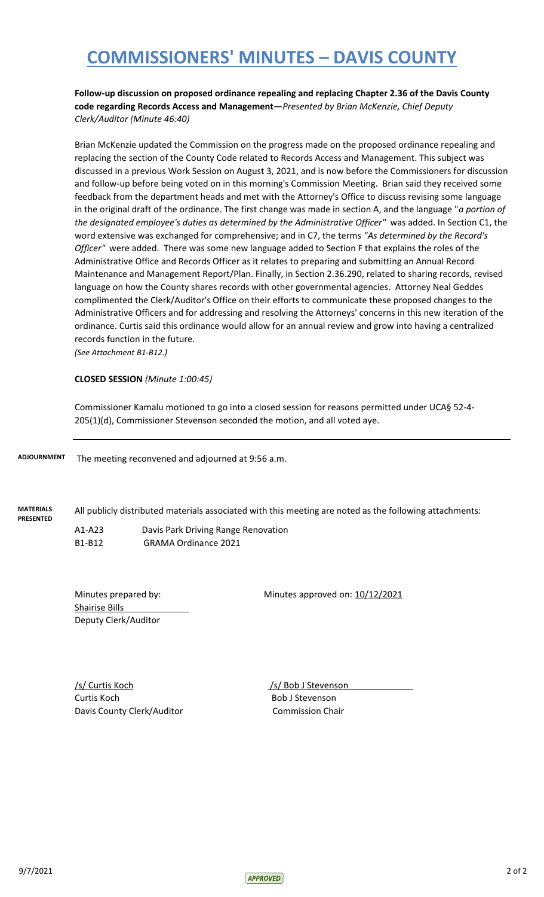# COMMISSIONERS' MINUTES – DAVIS COUNTY

**Follow-up discussion on proposed ordinance repealing and replacing Chapter 2.36 of the Davis County code regarding Records Access and Management—***Presented by Brian McKenzie, Chief Deputy Clerk/Auditor (Minute 46:40)*

Brian McKenzie updated the Commission on the progress made on the proposed ordinance repealing and replacing the section of the County Code related to Records Access and Management. This subject was discussed in a previous Work Session on August 3, 2021, and is now before the Commissioners for discussion and follow-up before being voted on in this morning's Commission Meeting. Brian said they received some feedback from the department heads and met with the Attorney's Office to discuss revising some language in the original draft of the ordinance. The first change was made in section A, and the language "*a portion of the designated employee's duties as determined by the Administrative Officer*" was added. In Section C1, the word extensive was exchanged for comprehensive; and in C7, the terms *"As determined by the Record's Officer"* were added. There was some new language added to Section F that explains the roles of the Administrative Office and Records Officer as it relates to preparing and submitting an Annual Record Maintenance and Management Report/Plan. Finally, in Section 2.36.290, related to sharing records, revised language on how the County shares records with other governmental agencies. Attorney Neal Geddes complimented the Clerk/Auditor's Office on their efforts to communicate these proposed changes to the Administrative Officers and for addressing and resolving the Attorneys' concerns in this new iteration of the ordinance. Curtis said this ordinance would allow for an annual review and grow into having a centralized records function in the future.

*(See Attachment B1-B12.)*

**CLOSED SESSION** *(Minute 1:00:45)*

Commissioner Kamalu motioned to go into a closed session for reasons permitted under UCA§ 52-4-205(1)(d), Commissioner Stevenson seconded the motion, and all voted aye.

**ADJOURNMENT** The meeting reconvened and adjourned at 9:56 a.m.

**MATERIALS PRESENTED** All publicly distributed materials associated with this meeting are noted as the following attachments:

| | |
|---|---|
| A1-A23 | Davis Park Driving Range Renovation |
| B1-B12 | GRAMA Ordinance 2021 |

Minutes prepared by:
Shairise Bills
Deputy Clerk/Auditor

Minutes approved on: 10/12/2021

/s/ Curtis Koch
Curtis Koch
Davis County Clerk/Auditor

/s/ Bob J Stevenson
Bob J Stevenson
Commission Chair